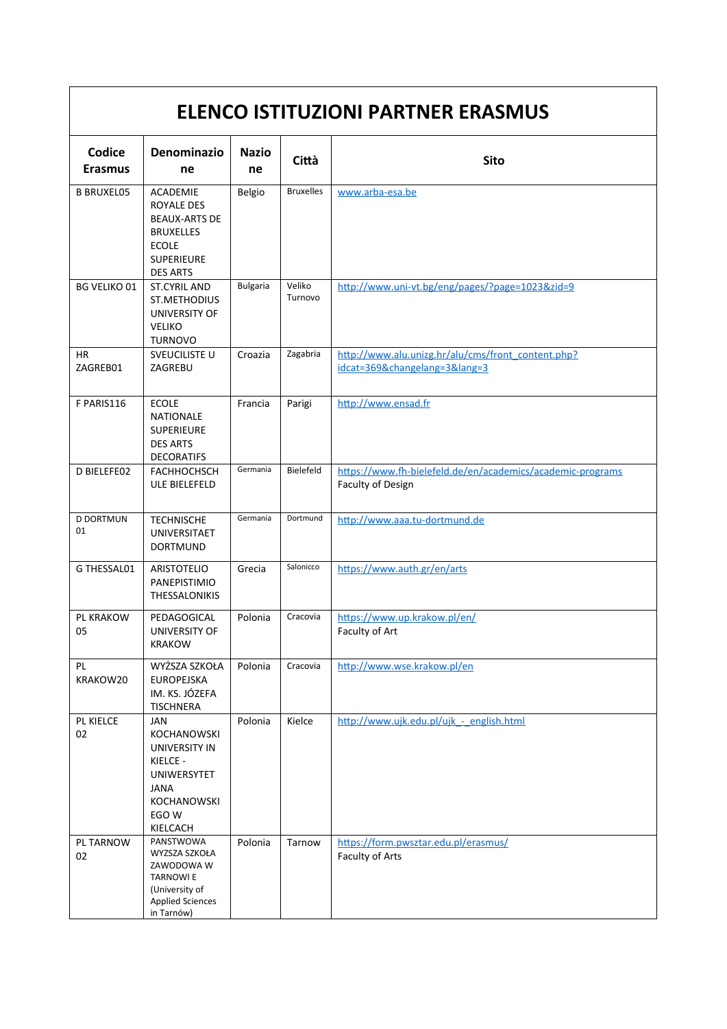# ELENCO ISTITUZIONI PARTNER ERASMUS

| Codice Erasmus | Denominazione | Nazione | Città | Sito |
| --- | --- | --- | --- | --- |
| B BRUXEL05 | ACADEMIE ROYALE DES BEAUX-ARTS DE BRUXELLES ECOLE SUPERIEURE DES ARTS | Belgio | Bruxelles | www.arba-esa.be |
| BG VELIKO 01 | ST.CYRIL AND ST.METHODIUS UNIVERSITY OF VELIKO TURNOVO | Bulgaria | Veliko Turnovo | http://www.uni-vt.bg/eng/pages/?page=1023&zid=9 |
| HR ZAGREB01 | SVEUCILISTE U ZAGREBU | Croazia | Zagabria | http://www.alu.unizg.hr/alu/cms/front_content.php?idcat=369&changelang=3&lang=3 |
| F PARIS116 | ECOLE NATIONALE SUPERIEURE DES ARTS DECORATIFS | Francia | Parigi | http://www.ensad.fr |
| D BIELEFE02 | FACHHOCHSCHULE BIELEFELD | Germania | Bielefeld | https://www.fh-bielefeld.de/en/academics/academic-programs Faculty of Design |
| D DORTMUN 01 | TECHNISCHE UNIVERSITAET DORTMUND | Germania | Dortmund | http://www.aaa.tu-dortmund.de |
| G THESSAL01 | ARISTOTELIO PANEPISTIMIO THESSALONIKIS | Grecia | Salonicco | https://www.auth.gr/en/arts |
| PL KRAKOW 05 | PEDAGOGICAL UNIVERSITY OF KRAKOW | Polonia | Cracovia | https://www.up.krakow.pl/en/ Faculty of Art |
| PL KRAKOW20 | WYŻSZA SZKOŁA EUROPEJSKA IM. KS. JÓZEFA TISCHNERA | Polonia | Cracovia | http://www.wse.krakow.pl/en |
| PL KIELCE 02 | JAN KOCHANOWSKI UNIVERSITY IN KIELCE - UNIWERSYTET JANA KOCHANOWSKIEGO W KIELCACH | Polonia | Kielce | http://www.ujk.edu.pl/ujk_-_english.html |
| PL TARNOW 02 | PANSTWOWA WYZSZA SZKOŁA ZAWODOWA W TARNOWIE (University of Applied Sciences in Tarnów) | Polonia | Tarnow | https://form.pwsztar.edu.pl/erasmus/ Faculty of Arts |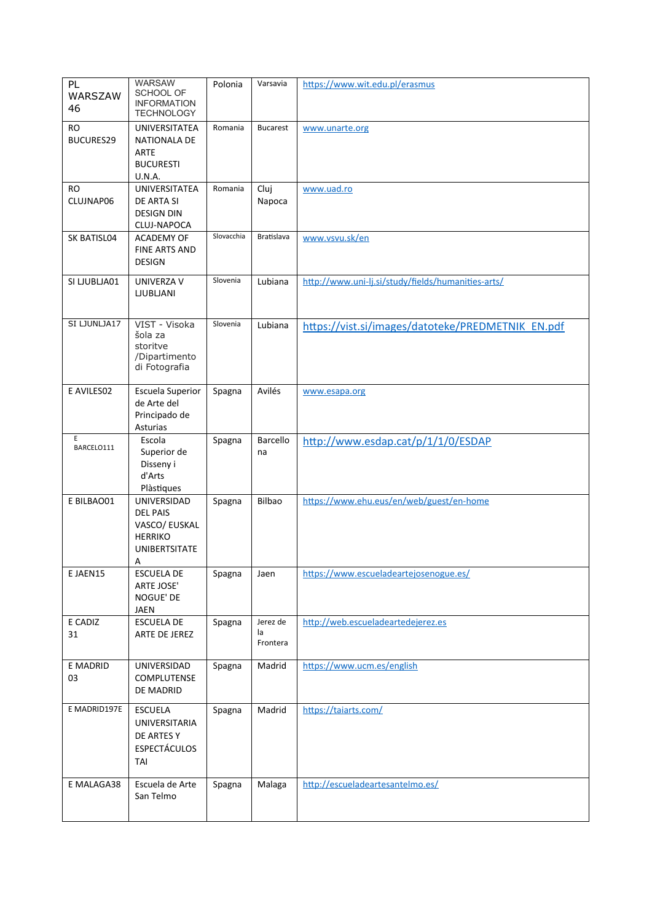| | | | | |
|---|---|---|---|---|
| PL WARSZAW 46 | WARSAW SCHOOL OF INFORMATION TECHNOLOGY | Polonia | Varsavia | https://www.wit.edu.pl/erasmus |
| RO BUCURES29 | UNIVERSITATEA NATIONALA DE ARTE BUCURESTI U.N.A. | Romania | Bucarest | www.unarte.org |
| RO CLUJNAP06 | UNIVERSITATEA DE ARTA SI DESIGN DIN CLUJ-NAPOCA | Romania | Cluj Napoca | www.uad.ro |
| SK BATISL04 | ACADEMY OF FINE ARTS AND DESIGN | Slovacchia | Bratislava | www.vsvu.sk/en |
| SI LJUBLJA01 | UNIVERZA V LJUBLJANI | Slovenia | Lubiana | http://www.uni-lj.si/study/fields/humanities-arts/ |
| SI LJUNLJA17 | VIST - Visoka šola za storitve /Dipartimento di Fotografia | Slovenia | Lubiana | https://vist.si/images/datoteke/PREDMETNIK_EN.pdf |
| E AVILES02 | Escuela Superior de Arte del Principado de Asturias | Spagna | Avilés | www.esapa.org |
| E BARCELO111 | Escola Superior de Disseny i d'Arts Plàstiques | Spagna | Barcellona | http://www.esdap.cat/p/1/1/0/ESDAP |
| E BILBAO01 | UNIVERSIDAD DEL PAIS VASCO/ EUSKAL HERRIKO UNIBERTSITATE A | Spagna | Bilbao | https://www.ehu.eus/en/web/guest/en-home |
| E JAEN15 | ESCUELA DE ARTE JOSE' NOGUE' DE JAEN | Spagna | Jaen | https://www.escueladeartejosenogue.es/ |
| E CADIZ 31 | ESCUELA DE ARTE DE JEREZ | Spagna | Jerez de la Frontera | http://web.escueladeartedejerez.es |
| E MADRID 03 | UNIVERSIDAD COMPLUTENSE DE MADRID | Spagna | Madrid | https://www.ucm.es/english |
| E MADRID197E | ESCUELA UNIVERSITARIA DE ARTES Y ESPECTÁCULOS TAI | Spagna | Madrid | https://taiarts.com/ |
| E MALAGA38 | Escuela de Arte San Telmo | Spagna | Malaga | http://escueladeartesantelmo.es/ |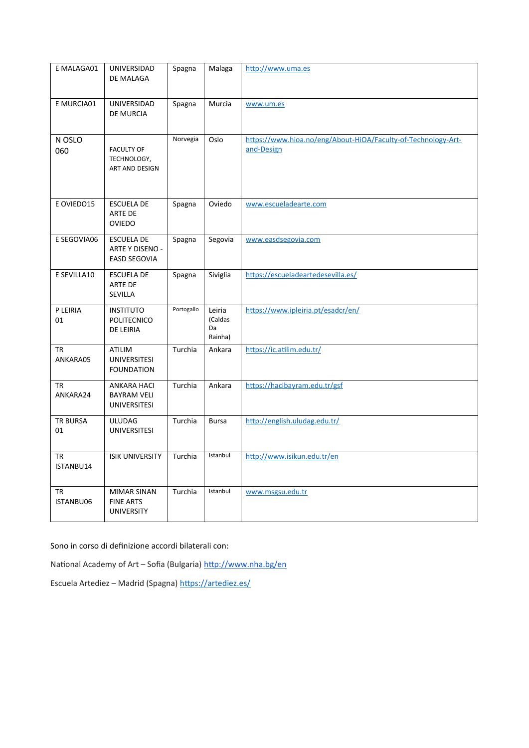| | | | | |
|---|---|---|---|---|
| E MALAGA01 | UNIVERSIDAD DE MALAGA | Spagna | Malaga | http://www.uma.es |
| E MURCIA01 | UNIVERSIDAD DE MURCIA | Spagna | Murcia | www.um.es |
| N OSLO 060 | FACULTY OF TECHNOLOGY, ART AND DESIGN | Norvegia | Oslo | https://www.hioa.no/eng/About-HiOA/Faculty-of-Technology-Art-and-Design |
| E OVIEDO15 | ESCUELA DE ARTE DE OVIEDO | Spagna | Oviedo | www.escueladearte.com |
| E SEGOVIA06 | ESCUELA DE ARTE Y DISENO - EASD SEGOVIA | Spagna | Segovia | www.easdsegovia.com |
| E SEVILLA10 | ESCUELA DE ARTE DE SEVILLA | Spagna | Siviglia | https://escueladeartedesevilla.es/ |
| P LEIRIA 01 | INSTITUTO POLITECNICO DE LEIRIA | Portogallo | Leiria (Caldas Da Rainha) | https://www.ipleiria.pt/esadcr/en/ |
| TR ANKARA05 | ATILIM UNIVERSITESI FOUNDATION | Turchia | Ankara | https://ic.atilim.edu.tr/ |
| TR ANKARA24 | ANKARA HACI BAYRAM VELI UNIVERSITESI | Turchia | Ankara | https://hacibayram.edu.tr/gsf |
| TR BURSA 01 | ULUDAG UNIVERSITESI | Turchia | Bursa | http://english.uludag.edu.tr/ |
| TR ISTANBU14 | ISIK UNIVERSITY | Turchia | Istanbul | http://www.isikun.edu.tr/en |
| TR ISTANBU06 | MIMAR SINAN FINE ARTS UNIVERSITY | Turchia | Istanbul | www.msgsu.edu.tr |

Sono in corso di definizione accordi bilaterali con:

National Academy of Art – Sofia (Bulgaria) http://www.nha.bg/en

Escuela Artediez – Madrid (Spagna) https://artediez.es/